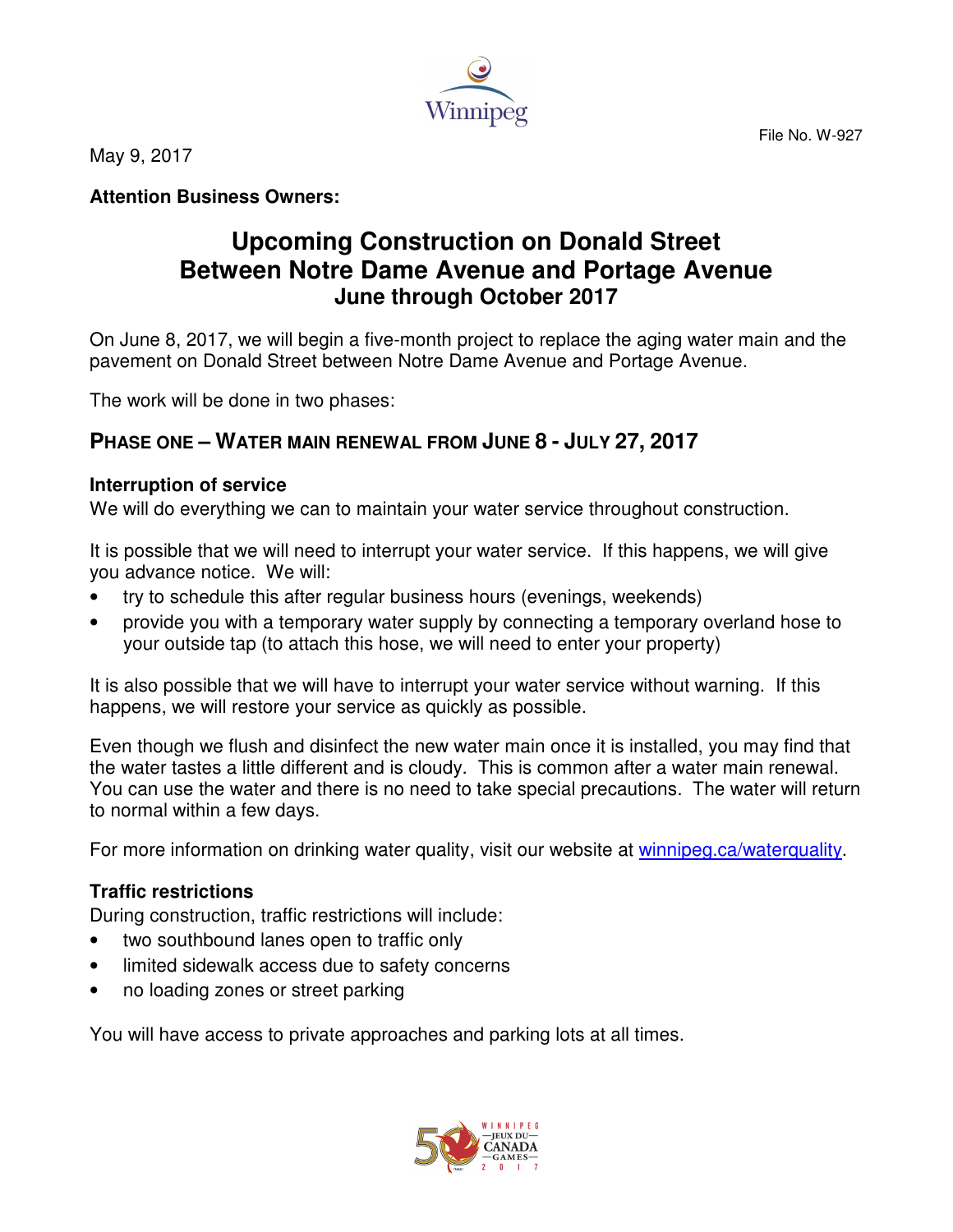File No. W-927

May 9, 2017

**Attention Business Owners:**

# Upcoming Construction on Donald Street Between Notre Dame Avenue and Portage Avenue

### June through October 2017

On June 8, 2017, we will begin a five-month project to replace the aging water main and the pavement on Donald Street between Notre Dame Avenue and Portage Avenue.

The work will be done in two phases:

## PHASE ONE – WATER MAIN RENEWAL FROM JUNE 8 - JULY 27, 2017

**Interruption of service**

We will do everything we can to maintain your water service throughout construction.

It is possible that we will need to interrupt your water service. If this happens, we will give you advance notice. We will:

- try to schedule this after regular business hours (evenings, weekends)
- provide you with a temporary water supply by connecting a temporary overland hose to your outside tap (to attach this hose, we will need to enter your property)

It is also possible that we will have to interrupt your water service without warning. If this happens, we will restore your service as quickly as possible.

Even though we flush and disinfect the new water main once it is installed, you may find that the water tastes a little different and is cloudy. This is common after a water main renewal. You can use the water and there is no need to take special precautions. The water will return to normal within a few days.

For more information on drinking water quality, visit our website at winnipeg.ca/waterquality.

**Traffic restrictions**

During construction, traffic restrictions will include:

- two southbound lanes open to traffic only
- limited sidewalk access due to safety concerns
- no loading zones or street parking

You will have access to private approaches and parking lots at all times.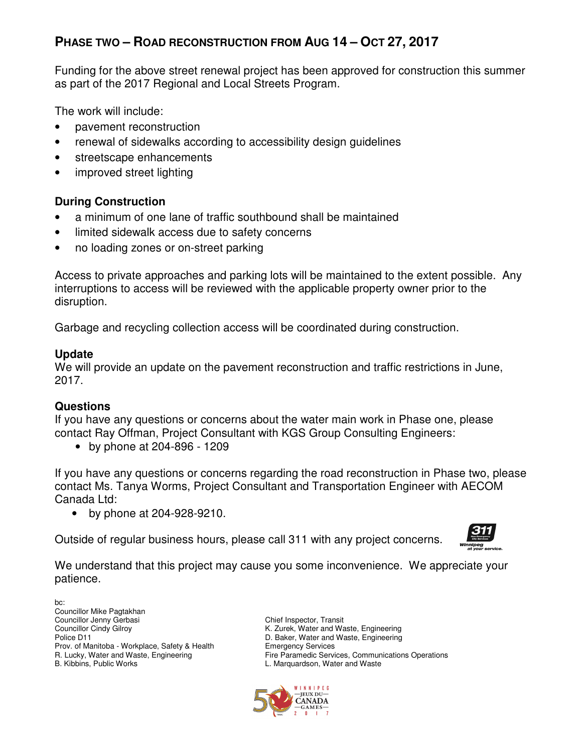## Phase two – Road reconstruction from Aug 14 – Oct 27, 2017

Funding for the above street renewal project has been approved for construction this summer as part of the 2017 Regional and Local Streets Program.

The work will include:

- pavement reconstruction
- renewal of sidewalks according to accessibility design guidelines
- streetscape enhancements
- improved street lighting

### During Construction

- a minimum of one lane of traffic southbound shall be maintained
- limited sidewalk access due to safety concerns
- no loading zones or on-street parking

Access to private approaches and parking lots will be maintained to the extent possible. Any interruptions to access will be reviewed with the applicable property owner prior to the disruption.

Garbage and recycling collection access will be coordinated during construction.

### Update

We will provide an update on the pavement reconstruction and traffic restrictions in June, 2017.

### Questions

If you have any questions or concerns about the water main work in Phase one, please contact Ray Offman, Project Consultant with KGS Group Consulting Engineers:

- by phone at 204-896 - 1209

If you have any questions or concerns regarding the road reconstruction in Phase two, please contact Ms. Tanya Worms, Project Consultant and Transportation Engineer with AECOM Canada Ltd:

- by phone at 204-928-9210.

Outside of regular business hours, please call 311 with any project concerns.

We understand that this project may cause you some inconvenience. We appreciate your patience.

bc:
Councillor Mike Pagtakhan
Councillor Jenny Gerbasi
Councillor Cindy Gilroy
Police D11
Prov. of Manitoba - Workplace, Safety & Health
R. Lucky, Water and Waste, Engineering
B. Kibbins, Public Works
Chief Inspector, Transit
K. Zurek, Water and Waste, Engineering
D. Baker, Water and Waste, Engineering
Emergency Services
Fire Paramedic Services, Communications Operations
L. Marquardson, Water and Waste